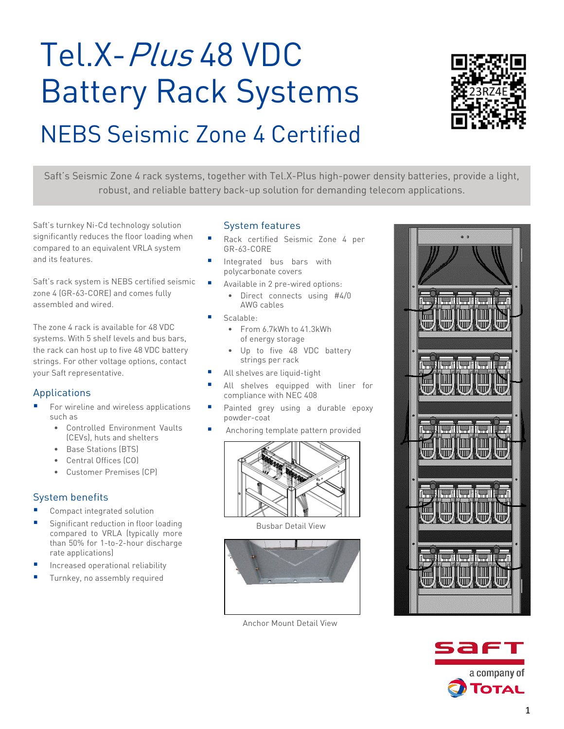# Tel.X-*Plus* 48 VDC Battery Rack Systems

## NEBS Seismic Zone 4 Certified

Saft's Seismic Zone 4 rack systems, together with Tel.X-Plus high-power density batteries, provide a light, robust, and reliable battery back-up solution for demanding telecom applications.

Saft's turnkey Ni-Cd technology solution significantly reduces the floor loading when compared to an equivalent VRLA system and its features.

Saft's rack system is NEBS certified seismic zone 4 (GR-63-CORE) and comes fully assembled and wired.

The zone 4 rack is available for 48 VDC systems. With 5 shelf levels and bus bars, the rack can host up to five 48 VDC battery strings. For other voltage options, contact your Saft representative.

### Applications

- For wireline and wireless applications such as
  - Controlled Environment Vaults (CEVs), huts and shelters
  - Base Stations (BTS)
  - Central Offices (CO)
  - Customer Premises (CP)

### System benefits

- Compact integrated solution
- Significant reduction in floor loading compared to VRLA (typically more than 50% for 1-to-2-hour discharge rate applications)
- Increased operational reliability
- Turnkey, no assembly required

### System features

- Rack certified Seismic Zone 4 per GR-63-CORE
- Integrated bus bars with polycarbonate covers
- Available in 2 pre-wired options:
  - Direct connects using #4/0 AWG cables
- Scalable:
  - From 6.7kWh to 41.3kWh of energy storage
  - Up to five 48 VDC battery strings per rack
- All shelves are liquid-tight
- All shelves equipped with liner for compliance with NEC 408
- Painted grey using a durable epoxy powder-coat
- Anchoring template pattern provided

Busbar Detail View

Anchor Mount Detail View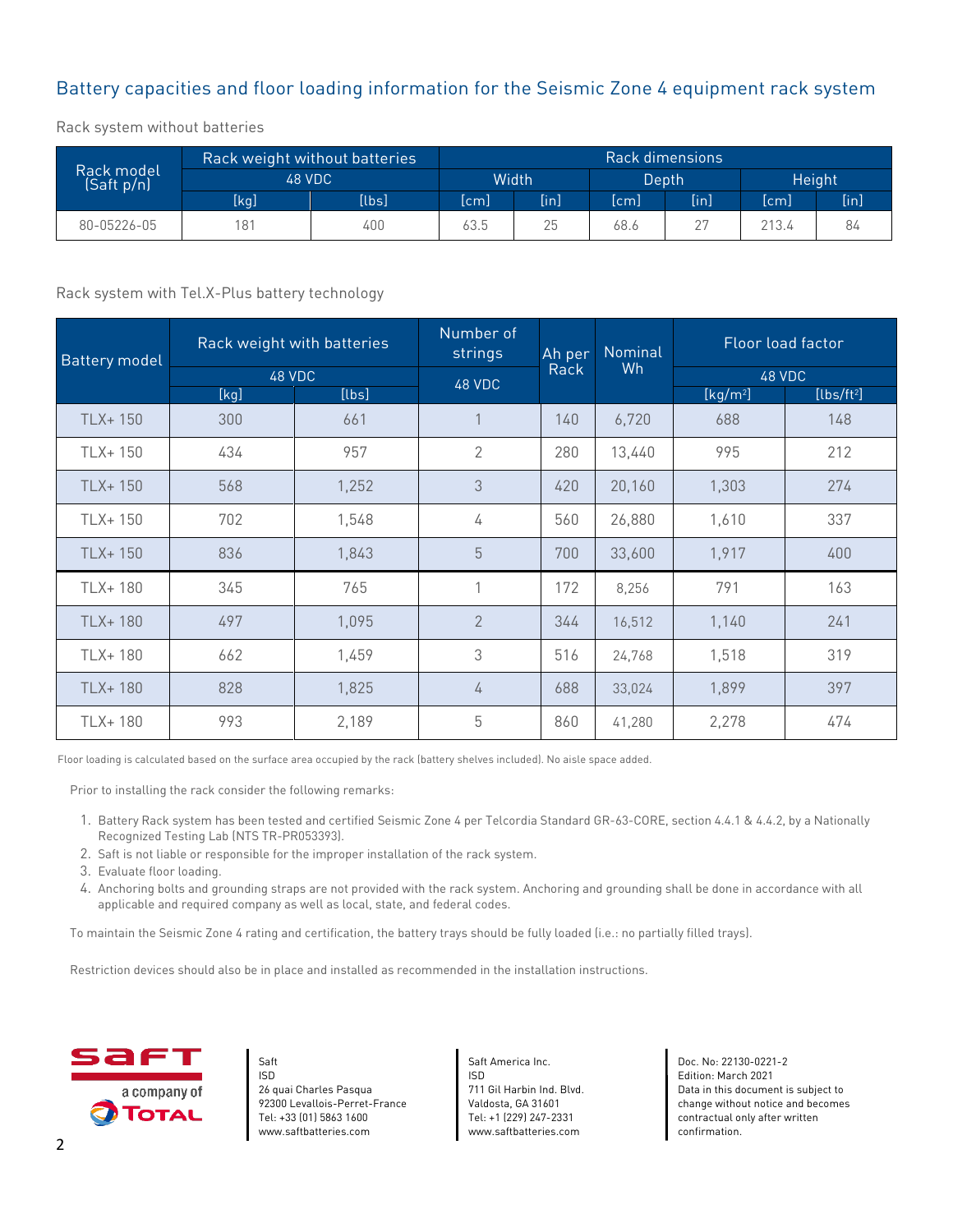## Battery capacities and floor loading information for the Seismic Zone 4 equipment rack system

Rack system without batteries

| Rack model (Saft p/n) | Rack weight without batteries | | Rack dimensions | | | | | |
|---|---|---|---|---|---|---|---|---|
| | 48 VDC | | Width | | Depth | | Height | |
| | [kg] | [lbs] | [cm] | [in] | [cm] | [in] | [cm] | [in] |
| 80-05226-05 | 181 | 400 | 63.5 | 25 | 68.6 | 27 | 213.4 | 84 |

Rack system with Tel.X-Plus battery technology

| Battery model | Rack weight with batteries | | Number of strings | Ah per Rack | Nominal Wh | Floor load factor | |
|---|---|---|---|---|---|---|---|
| | 48 VDC | | 48 VDC | | | 48 VDC | |
| | [kg] | [lbs] | | | | [kg/m²] | [lbs/ft²] |
| TLX+ 150 | 300 | 661 | 1 | 140 | 6,720 | 688 | 148 |
| TLX+ 150 | 434 | 957 | 2 | 280 | 13,440 | 995 | 212 |
| TLX+ 150 | 568 | 1,252 | 3 | 420 | 20,160 | 1,303 | 274 |
| TLX+ 150 | 702 | 1,548 | 4 | 560 | 26,880 | 1,610 | 337 |
| TLX+ 150 | 836 | 1,843 | 5 | 700 | 33,600 | 1,917 | 400 |
| TLX+ 180 | 345 | 765 | 1 | 172 | 8,256 | 791 | 163 |
| TLX+ 180 | 497 | 1,095 | 2 | 344 | 16,512 | 1,140 | 241 |
| TLX+ 180 | 662 | 1,459 | 3 | 516 | 24,768 | 1,518 | 319 |
| TLX+ 180 | 828 | 1,825 | 4 | 688 | 33,024 | 1,899 | 397 |
| TLX+ 180 | 993 | 2,189 | 5 | 860 | 41,280 | 2,278 | 474 |

Floor loading is calculated based on the surface area occupied by the rack (battery shelves included). No aisle space added.

Prior to installing the rack consider the following remarks:

1. Battery Rack system has been tested and certified Seismic Zone 4 per Telcordia Standard GR-63-CORE, section 4.4.1 & 4.4.2, by a Nationally Recognized Testing Lab (NTS TR-PR053393).
2. Saft is not liable or responsible for the improper installation of the rack system.
3. Evaluate floor loading.
4. Anchoring bolts and grounding straps are not provided with the rack system. Anchoring and grounding shall be done in accordance with all applicable and required company as well as local, state, and federal codes.

To maintain the Seismic Zone 4 rating and certification, the battery trays should be fully loaded (i.e.: no partially filled trays).

Restriction devices should also be in place and installed as recommended in the installation instructions.

Saft
ISD
26 quai Charles Pasqua
92300 Levallois-Perret-France
Tel: +33 (01) 5863 1600
www.saftbatteries.com

Saft America Inc.
ISD
711 Gil Harbin Ind. Blvd.
Valdosta, GA 31601
Tel: +1 (229) 247-2331
www.saftbatteries.com

Doc. No: 22130-0221-2
Edition: March 2021
Data in this document is subject to change without notice and becomes contractual only after written confirmation.